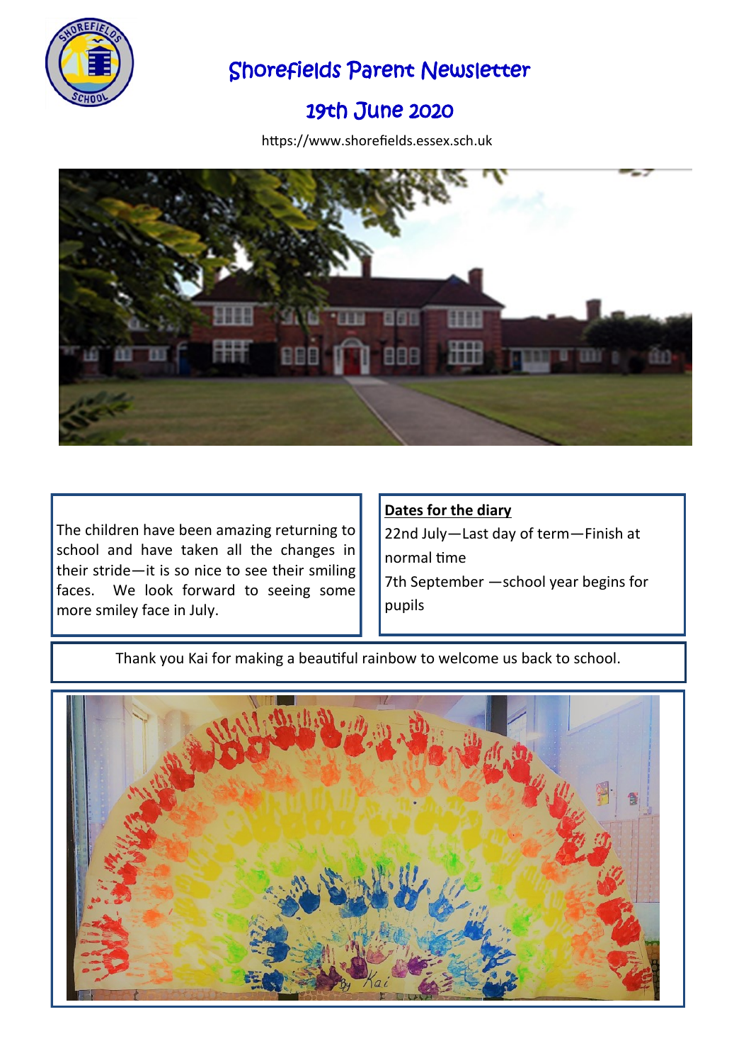# Shorefields Parent Newsletter

## 19th June 2020

https://www.shorefields.essex.sch.uk

The children have been amazing returning to school and have taken all the changes in their stride—it is so nice to see their smiling faces. We look forward to seeing some more smiley face in July.

**Dates for the diary**

22nd July—Last day of term—Finish at normal time

7th September —school year begins for pupils

Thank you Kai for making a beautiful rainbow to welcome us back to school.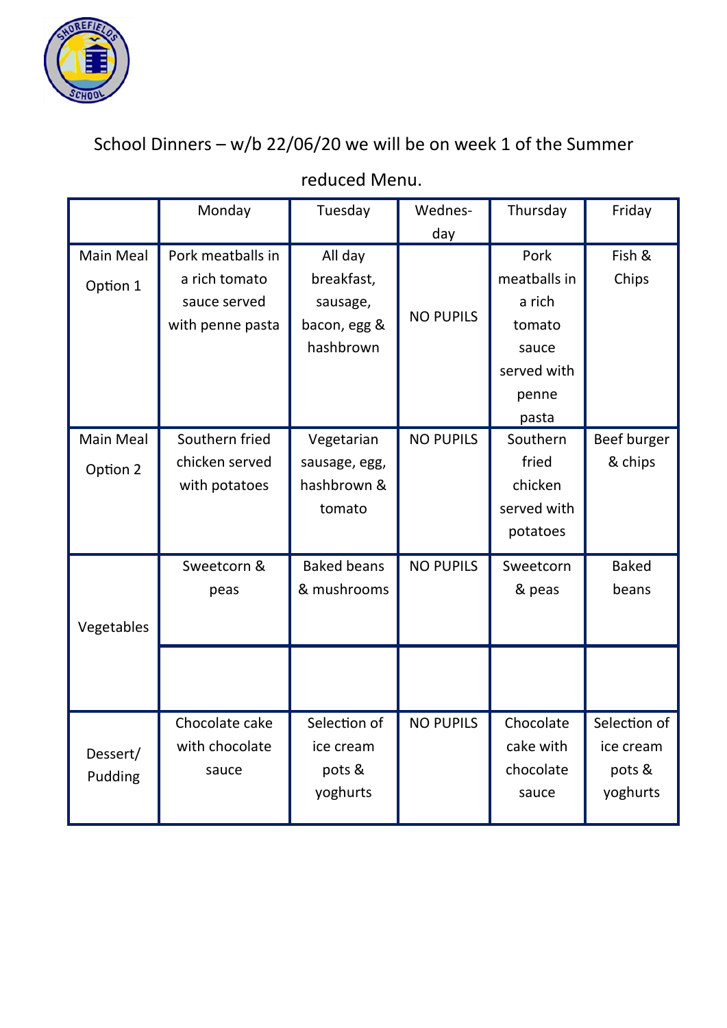School Dinners – w/b 22/06/20 we will be on week 1 of the Summer reduced Menu.

| | Monday | Tuesday | Wednes-day | Thursday | Friday |
|---|---|---|---|---|---|
| Main Meal Option 1 | Pork meatballs in a rich tomato sauce served with penne pasta | All day breakfast, sausage, bacon, egg & hashbrown | NO PUPILS | Pork meatballs in a rich tomato sauce served with penne pasta | Fish & Chips |
| Main Meal Option 2 | Southern fried chicken served with potatoes | Vegetarian sausage, egg, hashbrown & tomato | NO PUPILS | Southern fried chicken served with potatoes | Beef burger & chips |
| Vegetables | Sweetcorn & peas | Baked beans & mushrooms | NO PUPILS | Sweetcorn & peas | Baked beans |
| | | | | | |
| Dessert/ Pudding | Chocolate cake with chocolate sauce | Selection of ice cream pots & yoghurts | NO PUPILS | Chocolate cake with chocolate sauce | Selection of ice cream pots & yoghurts |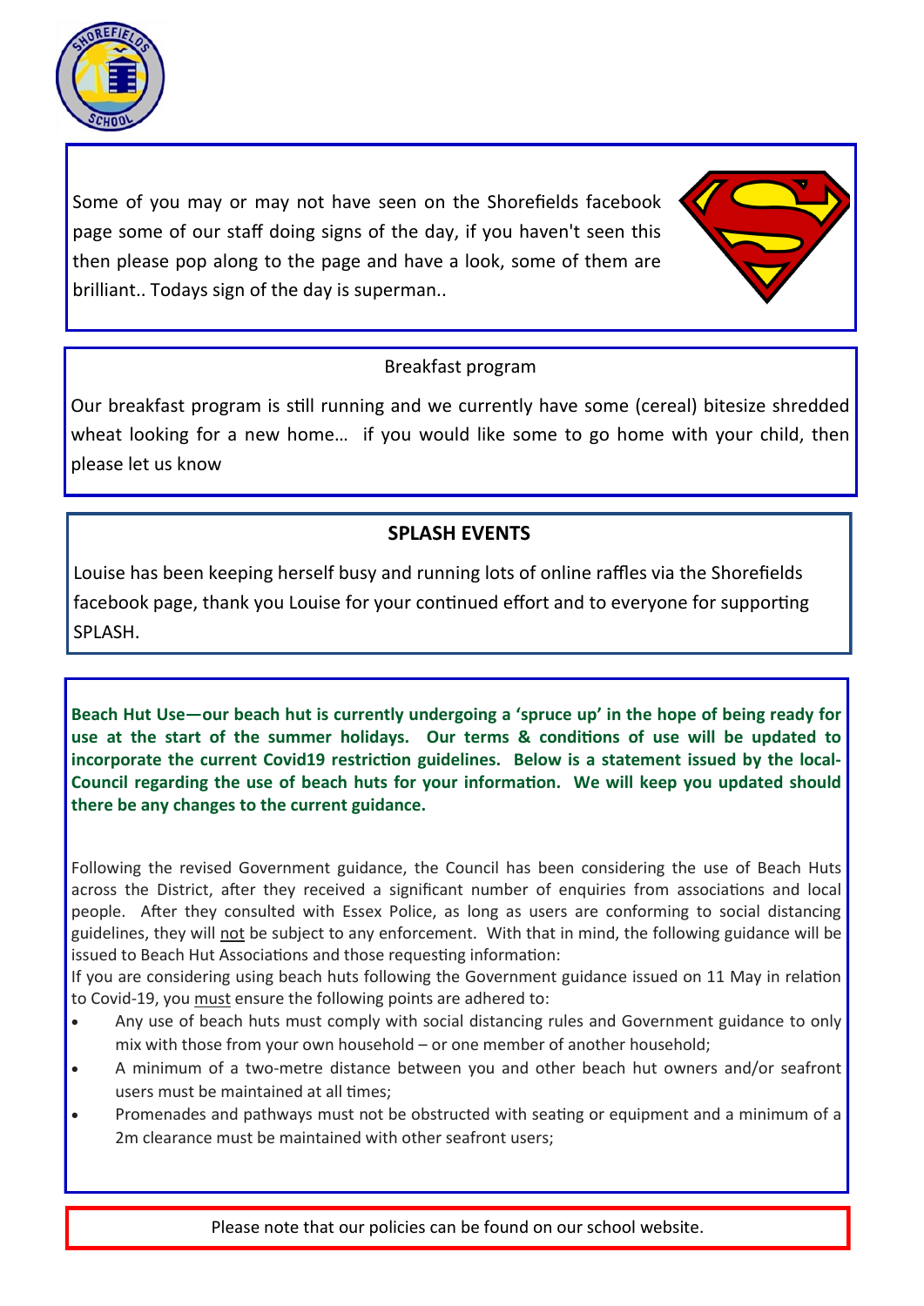Some of you may or may not have seen on the Shorefields facebook page some of our staff doing signs of the day, if you haven't seen this then please pop along to the page and have a look, some of them are brilliant.. Todays sign of the day is superman..

Breakfast program

Our breakfast program is still running and we currently have some (cereal) bitesize shredded wheat looking for a new home… if you would like some to go home with your child, then please let us know

**SPLASH EVENTS**

Louise has been keeping herself busy and running lots of online raffles via the Shorefields facebook page, thank you Louise for your continued effort and to everyone for supporting SPLASH.

**Beach Hut Use—our beach hut is currently undergoing a 'spruce up' in the hope of being ready for use at the start of the summer holidays. Our terms & conditions of use will be updated to incorporate the current Covid19 restriction guidelines. Below is a statement issued by the local-Council regarding the use of beach huts for your information. We will keep you updated should there be any changes to the current guidance.**

Following the revised Government guidance, the Council has been considering the use of Beach Huts across the District, after they received a significant number of enquiries from associations and local people. After they consulted with Essex Police, as long as users are conforming to social distancing guidelines, they will not be subject to any enforcement. With that in mind, the following guidance will be issued to Beach Hut Associations and those requesting information:

If you are considering using beach huts following the Government guidance issued on 11 May in relation to Covid-19, you must ensure the following points are adhered to:

- Any use of beach huts must comply with social distancing rules and Government guidance to only mix with those from your own household – or one member of another household;
- A minimum of a two-metre distance between you and other beach hut owners and/or seafront users must be maintained at all times;
- Promenades and pathways must not be obstructed with seating or equipment and a minimum of a 2m clearance must be maintained with other seafront users;

Please note that our policies can be found on our school website.